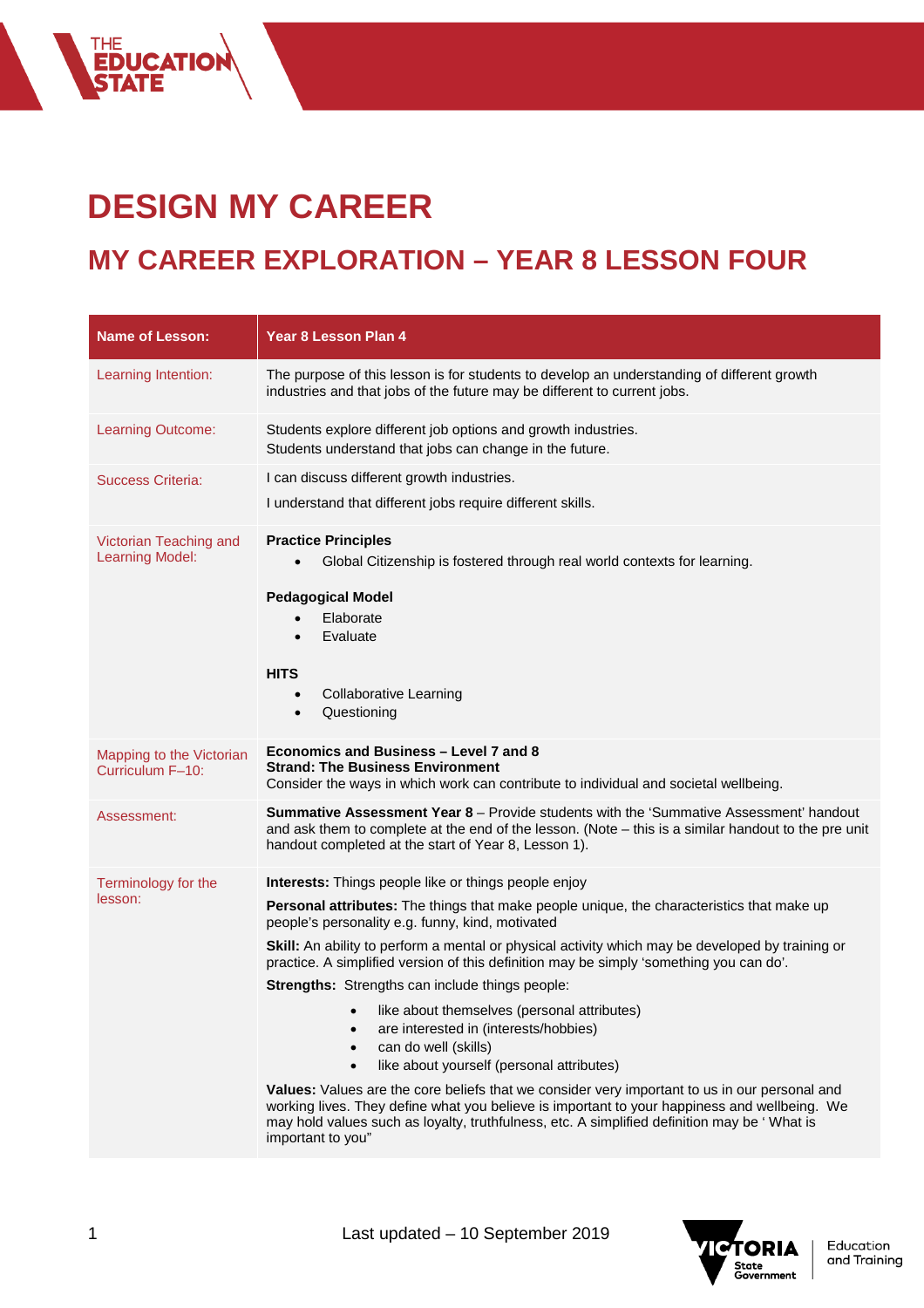# DESIGN MY CAREER

## MY CAREER EXPLORATION – YEAR 8 LESSON FOUR

| Name of Lesson: | Year 8 Lesson Plan 4 |
|---|---|
| Learning Intention: | The purpose of this lesson is for students to develop an understanding of different growth industries and that jobs of the future may be different to current jobs. |
| Learning Outcome: | Students explore different job options and growth industries.<br>Students understand that jobs can change in the future. |
| Success Criteria: | I can discuss different growth industries.<br>I understand that different jobs require different skills. |
| Victorian Teaching and Learning Model: | **Practice Principles**<br>• Global Citizenship is fostered through real world contexts for learning.<br><br>**Pedagogical Model**<br>• Elaborate<br>• Evaluate<br><br>**HITS**<br>• Collaborative Learning<br>• Questioning |
| Mapping to the Victorian Curriculum F–10: | **Economics and Business – Level 7 and 8**<br>**Strand: The Business Environment**<br>Consider the ways in which work can contribute to individual and societal wellbeing. |
| Assessment: | **Summative Assessment Year 8** – Provide students with the 'Summative Assessment' handout and ask them to complete at the end of the lesson. (Note – this is a similar handout to the pre unit handout completed at the start of Year 8, Lesson 1). |
| Terminology for the lesson: | **Interests:** Things people like or things people enjoy<br>**Personal attributes:** The things that make people unique, the characteristics that make up people's personality e.g. funny, kind, motivated<br>**Skill:** An ability to perform a mental or physical activity which may be developed by training or practice. A simplified version of this definition may be simply 'something you can do'.<br>**Strengths:** Strengths can include things people:<br>• like about themselves (personal attributes)<br>• are interested in (interests/hobbies)<br>• can do well (skills)<br>• like about yourself (personal attributes)<br>**Values:** Values are the core beliefs that we consider very important to us in our personal and working lives. They define what you believe is important to your happiness and wellbeing. We may hold values such as loyalty, truthfulness, etc. A simplified definition may be ' What is important to you" |

Last updated – 10 September 2019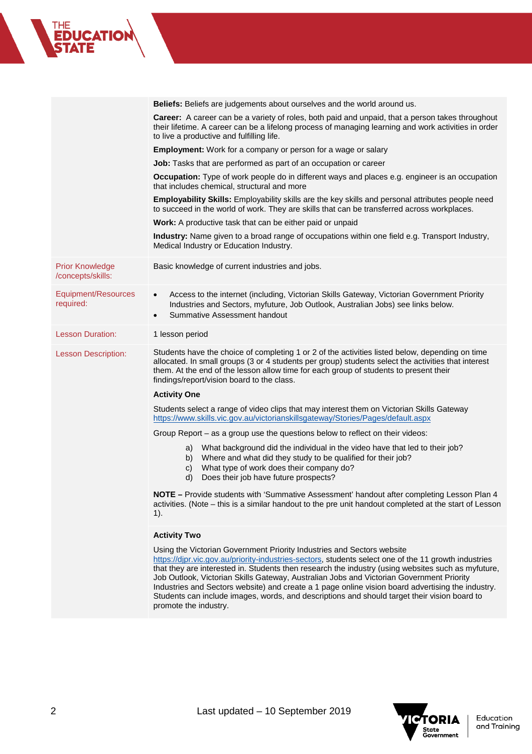| | |
|---|---|
| | **Beliefs:** Beliefs are judgements about ourselves and the world around us.<br>**Career:** A career can be a variety of roles, both paid and unpaid, that a person takes throughout their lifetime. A career can be a lifelong process of managing learning and work activities in order to live a productive and fulfilling life.<br>**Employment:** Work for a company or person for a wage or salary<br>**Job:** Tasks that are performed as part of an occupation or career<br>**Occupation:** Type of work people do in different ways and places e.g. engineer is an occupation that includes chemical, structural and more<br>**Employability Skills:** Employability skills are the key skills and personal attributes people need to succeed in the world of work. They are skills that can be transferred across workplaces.<br>**Work:** A productive task that can be either paid or unpaid<br>**Industry:** Name given to a broad range of occupations within one field e.g. Transport Industry, Medical Industry or Education Industry. |
| Prior Knowledge /concepts/skills: | Basic knowledge of current industries and jobs. |
| Equipment/Resources required: | • Access to the internet (including, Victorian Skills Gateway, Victorian Government Priority Industries and Sectors, myfuture, Job Outlook, Australian Jobs) see links below.<br>• Summative Assessment handout |
| Lesson Duration: | 1 lesson period |
| Lesson Description: | Students have the choice of completing 1 or 2 of the activities listed below, depending on time allocated. In small groups (3 or 4 students per group) students select the activities that interest them. At the end of the lesson allow time for each group of students to present their findings/report/vision board to the class.<br>**Activity One**<br>Students select a range of video clips that may interest them on Victorian Skills Gateway https://www.skills.vic.gov.au/victorianskillsgateway/Stories/Pages/default.aspx<br>Group Report – as a group use the questions below to reflect on their videos:<br>a) What background did the individual in the video have that led to their job?<br>b) Where and what did they study to be qualified for their job?<br>c) What type of work does their company do?<br>d) Does their job have future prospects?<br>**NOTE –** Provide students with 'Summative Assessment' handout after completing Lesson Plan 4 activities. (Note – this is a similar handout to the pre unit handout completed at the start of Lesson 1).<br>**Activity Two**<br>Using the Victorian Government Priority Industries and Sectors website https://djpr.vic.gov.au/priority-industries-sectors, students select one of the 11 growth industries that they are interested in. Students then research the industry (using websites such as myfuture, Job Outlook, Victorian Skills Gateway, Australian Jobs and Victorian Government Priority Industries and Sectors website) and create a 1 page online vision board advertising the industry. Students can include images, words, and descriptions and should target their vision board to promote the industry. |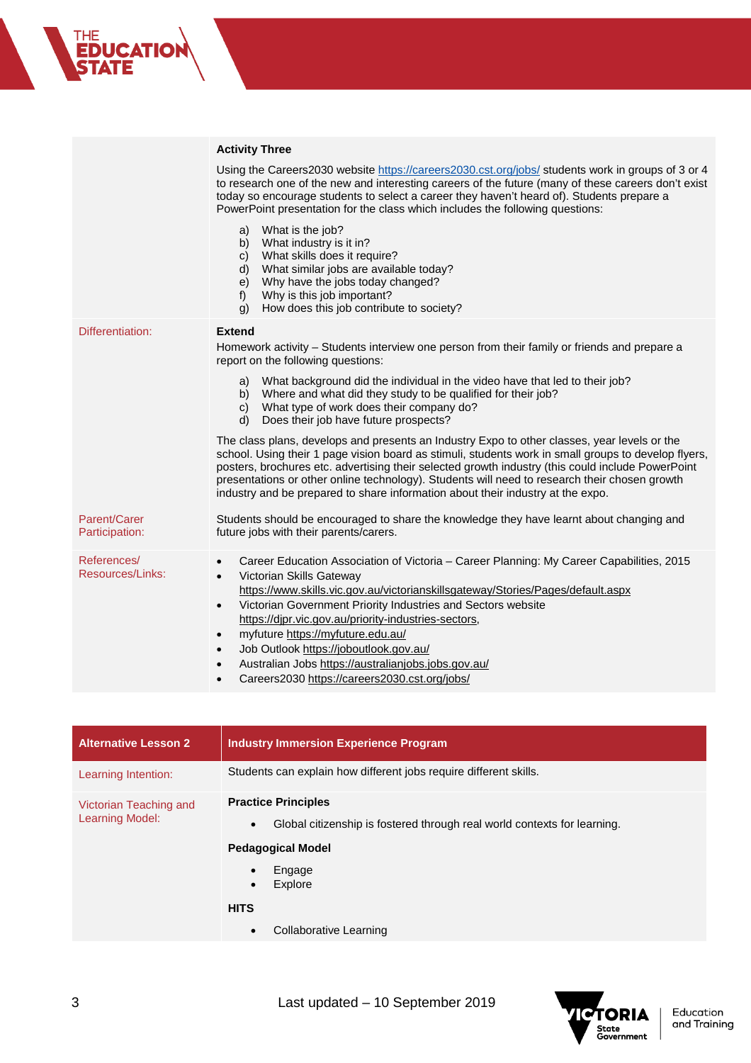| | |
|---|---|
| | **Activity Three**<br><br>Using the Careers2030 website https://careers2030.cst.org/jobs/ students work in groups of 3 or 4 to research one of the new and interesting careers of the future (many of these careers don't exist today so encourage students to select a career they haven't heard of). Students prepare a PowerPoint presentation for the class which includes the following questions:<br><br>a) What is the job?<br>b) What industry is it in?<br>c) What skills does it require?<br>d) What similar jobs are available today?<br>e) Why have the jobs today changed?<br>f) Why is this job important?<br>g) How does this job contribute to society? |
| Differentiation: | **Extend**<br>Homework activity – Students interview one person from their family or friends and prepare a report on the following questions:<br><br>a) What background did the individual in the video have that led to their job?<br>b) Where and what did they study to be qualified for their job?<br>c) What type of work does their company do?<br>d) Does their job have future prospects?<br><br>The class plans, develops and presents an Industry Expo to other classes, year levels or the school. Using their 1 page vision board as stimuli, students work in small groups to develop flyers, posters, brochures etc. advertising their selected growth industry (this could include PowerPoint presentations or other online technology). Students will need to research their chosen growth industry and be prepared to share information about their industry at the expo. |
| Parent/Carer Participation: | Students should be encouraged to share the knowledge they have learnt about changing and future jobs with their parents/carers. |
| References/ Resources/Links: | • Career Education Association of Victoria – Career Planning: My Career Capabilities, 2015<br>• Victorian Skills Gateway https://www.skills.vic.gov.au/victorianskillsgateway/Stories/Pages/default.aspx<br>• Victorian Government Priority Industries and Sectors website https://djpr.vic.gov.au/priority-industries-sectors,<br>• myfuture https://myfuture.edu.au/<br>• Job Outlook https://joboutlook.gov.au/<br>• Australian Jobs https://australianjobs.jobs.gov.au/<br>• Careers2030 https://careers2030.cst.org/jobs/ |

| Alternative Lesson 2 | Industry Immersion Experience Program |
|---|---|
| Learning Intention: | Students can explain how different jobs require different skills. |
| Victorian Teaching and Learning Model: | **Practice Principles**<br>• Global citizenship is fostered through real world contexts for learning.<br><br>**Pedagogical Model**<br>• Engage<br>• Explore<br><br>**HITS**<br>• Collaborative Learning |

Last updated – 10 September 2019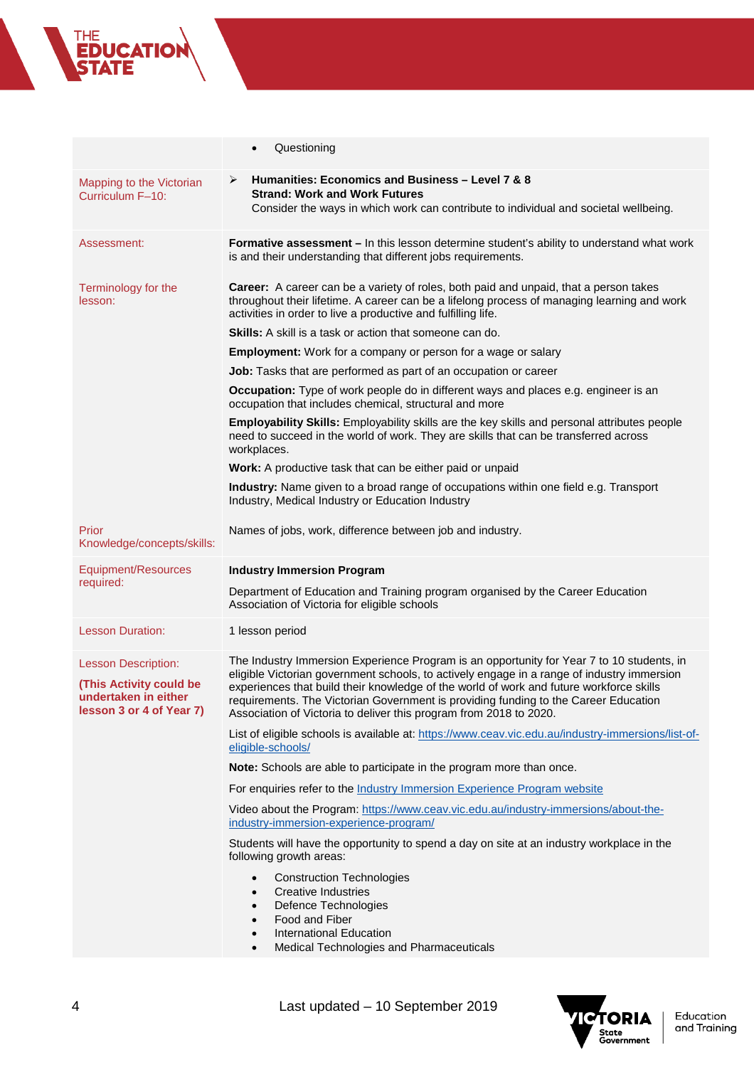| | |
|---|---|
| | • Questioning |
| Mapping to the Victorian Curriculum F–10: | ➢ **Humanities: Economics and Business – Level 7 & 8**<br>**Strand: Work and Work Futures**<br>Consider the ways in which work can contribute to individual and societal wellbeing. |
| Assessment: | **Formative assessment –** In this lesson determine student's ability to understand what work is and their understanding that different jobs requirements. |
| Terminology for the lesson: | **Career:** A career can be a variety of roles, both paid and unpaid, that a person takes throughout their lifetime. A career can be a lifelong process of managing learning and work activities in order to live a productive and fulfilling life.<br><br>**Skills:** A skill is a task or action that someone can do.<br><br>**Employment:** Work for a company or person for a wage or salary<br><br>**Job:** Tasks that are performed as part of an occupation or career<br><br>**Occupation:** Type of work people do in different ways and places e.g. engineer is an occupation that includes chemical, structural and more<br><br>**Employability Skills:** Employability skills are the key skills and personal attributes people need to succeed in the world of work. They are skills that can be transferred across workplaces.<br><br>**Work:** A productive task that can be either paid or unpaid<br><br>**Industry:** Name given to a broad range of occupations within one field e.g. Transport Industry, Medical Industry or Education Industry |
| Prior Knowledge/concepts/skills: | Names of jobs, work, difference between job and industry. |
| Equipment/Resources required: | **Industry Immersion Program**<br><br>Department of Education and Training program organised by the Career Education Association of Victoria for eligible schools |
| Lesson Duration: | 1 lesson period |
| Lesson Description:<br><br>**(This Activity could be undertaken in either lesson 3 or 4 of Year 7)** | The Industry Immersion Experience Program is an opportunity for Year 7 to 10 students, in eligible Victorian government schools, to actively engage in a range of industry immersion experiences that build their knowledge of the world of work and future workforce skills requirements. The Victorian Government is providing funding to the Career Education Association of Victoria to deliver this program from 2018 to 2020.<br><br>List of eligible schools is available at: [https://www.ceav.vic.edu.au/industry-immersions/list-of-eligible-schools/](https://www.ceav.vic.edu.au/industry-immersions/list-of-eligible-schools/)<br><br>**Note:** Schools are able to participate in the program more than once.<br><br>For enquiries refer to the Industry Immersion Experience Program website<br><br>Video about the Program: [https://www.ceav.vic.edu.au/industry-immersions/about-the-industry-immersion-experience-program/](https://www.ceav.vic.edu.au/industry-immersions/about-the-industry-immersion-experience-program/)<br><br>Students will have the opportunity to spend a day on site at an industry workplace in the following growth areas:<br><br>• Construction Technologies<br>• Creative Industries<br>• Defence Technologies<br>• Food and Fiber<br>• International Education<br>• Medical Technologies and Pharmaceuticals |

Last updated – 10 September 2019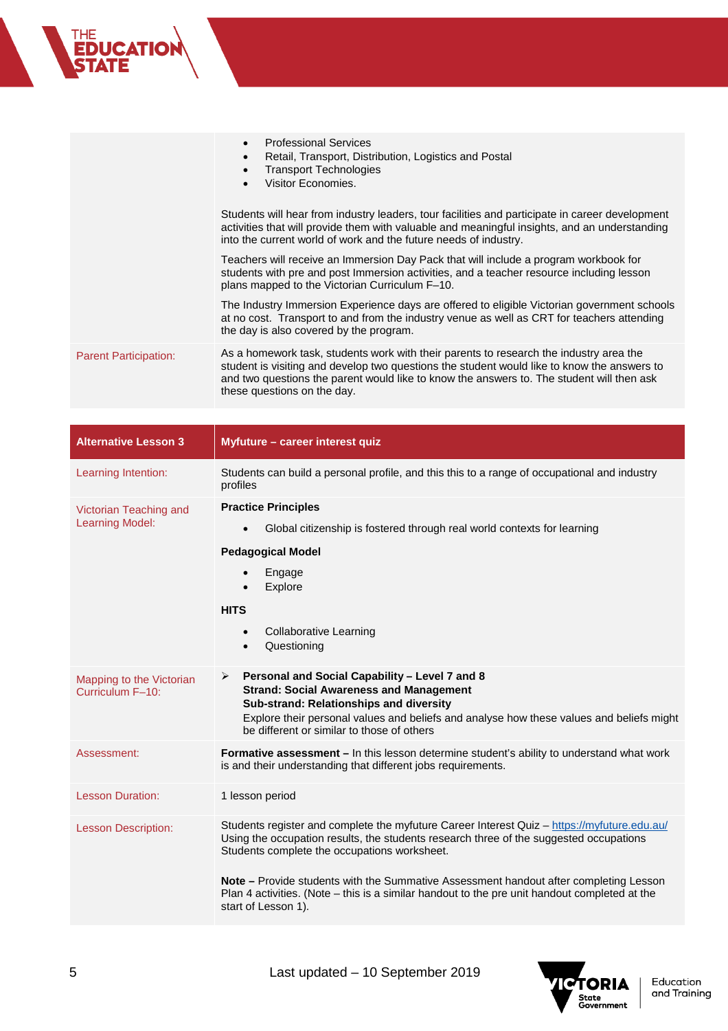| | |
|---|---|
| | • Professional Services<br>• Retail, Transport, Distribution, Logistics and Postal<br>• Transport Technologies<br>• Visitor Economies.<br><br>Students will hear from industry leaders, tour facilities and participate in career development activities that will provide them with valuable and meaningful insights, and an understanding into the current world of work and the future needs of industry.<br><br>Teachers will receive an Immersion Day Pack that will include a program workbook for students with pre and post Immersion activities, and a teacher resource including lesson plans mapped to the Victorian Curriculum F–10.<br><br>The Industry Immersion Experience days are offered to eligible Victorian government schools at no cost. Transport to and from the industry venue as well as CRT for teachers attending the day is also covered by the program. |
| Parent Participation: | As a homework task, students work with their parents to research the industry area the student is visiting and develop two questions the student would like to know the answers to and two questions the parent would like to know the answers to. The student will then ask these questions on the day. |

| **Alternative Lesson 3** | **Myfuture – career interest quiz** |
|---|---|
| Learning Intention: | Students can build a personal profile, and this this to a range of occupational and industry profiles |
| Victorian Teaching and Learning Model: | **Practice Principles**<br>• Global citizenship is fostered through real world contexts for learning<br><br>**Pedagogical Model**<br>• Engage<br>• Explore<br><br>**HITS**<br>• Collaborative Learning<br>• Questioning |
| Mapping to the Victorian Curriculum F–10: | ➢ **Personal and Social Capability – Level 7 and 8**<br>**Strand: Social Awareness and Management**<br>**Sub-strand: Relationships and diversity**<br>Explore their personal values and beliefs and analyse how these values and beliefs might be different or similar to those of others |
| Assessment: | **Formative assessment –** In this lesson determine student's ability to understand what work is and their understanding that different jobs requirements. |
| Lesson Duration: | 1 lesson period |
| Lesson Description: | Students register and complete the myfuture Career Interest Quiz – https://myfuture.edu.au/<br>Using the occupation results, the students research three of the suggested occupations<br>Students complete the occupations worksheet.<br><br>**Note –** Provide students with the Summative Assessment handout after completing Lesson Plan 4 activities. (Note – this is a similar handout to the pre unit handout completed at the start of Lesson 1). |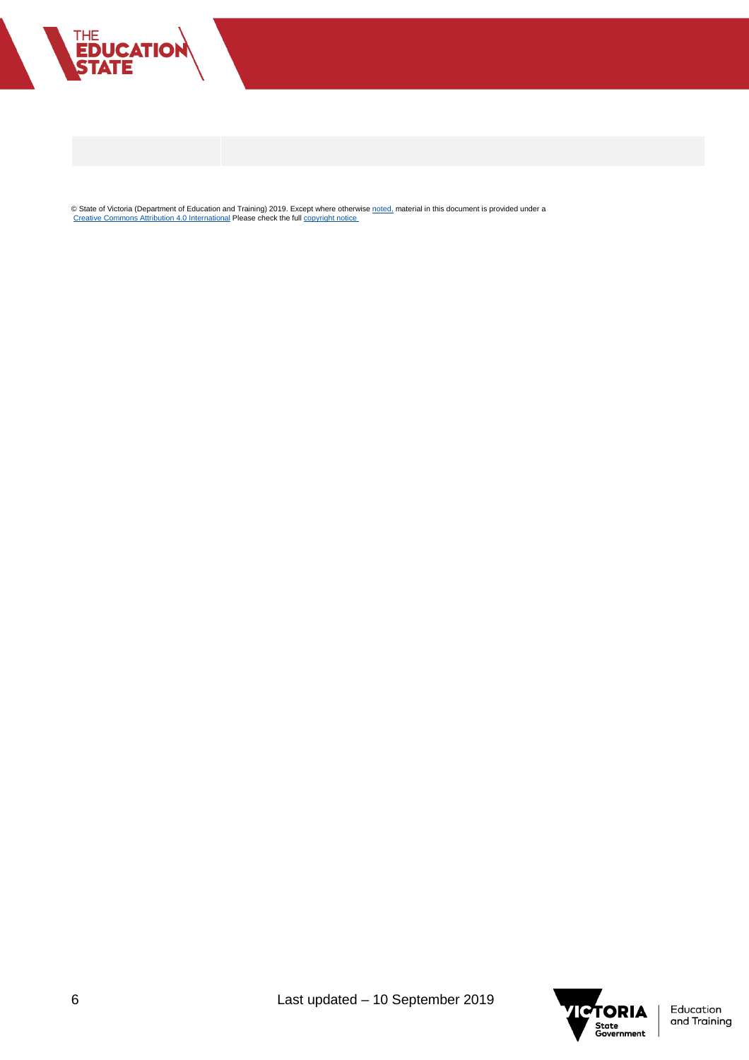© State of Victoria (Department of Education and Training) 2019. Except where otherwise noted, material in this document is provided under a Creative Commons Attribution 4.0 International Please check the full copyright notice